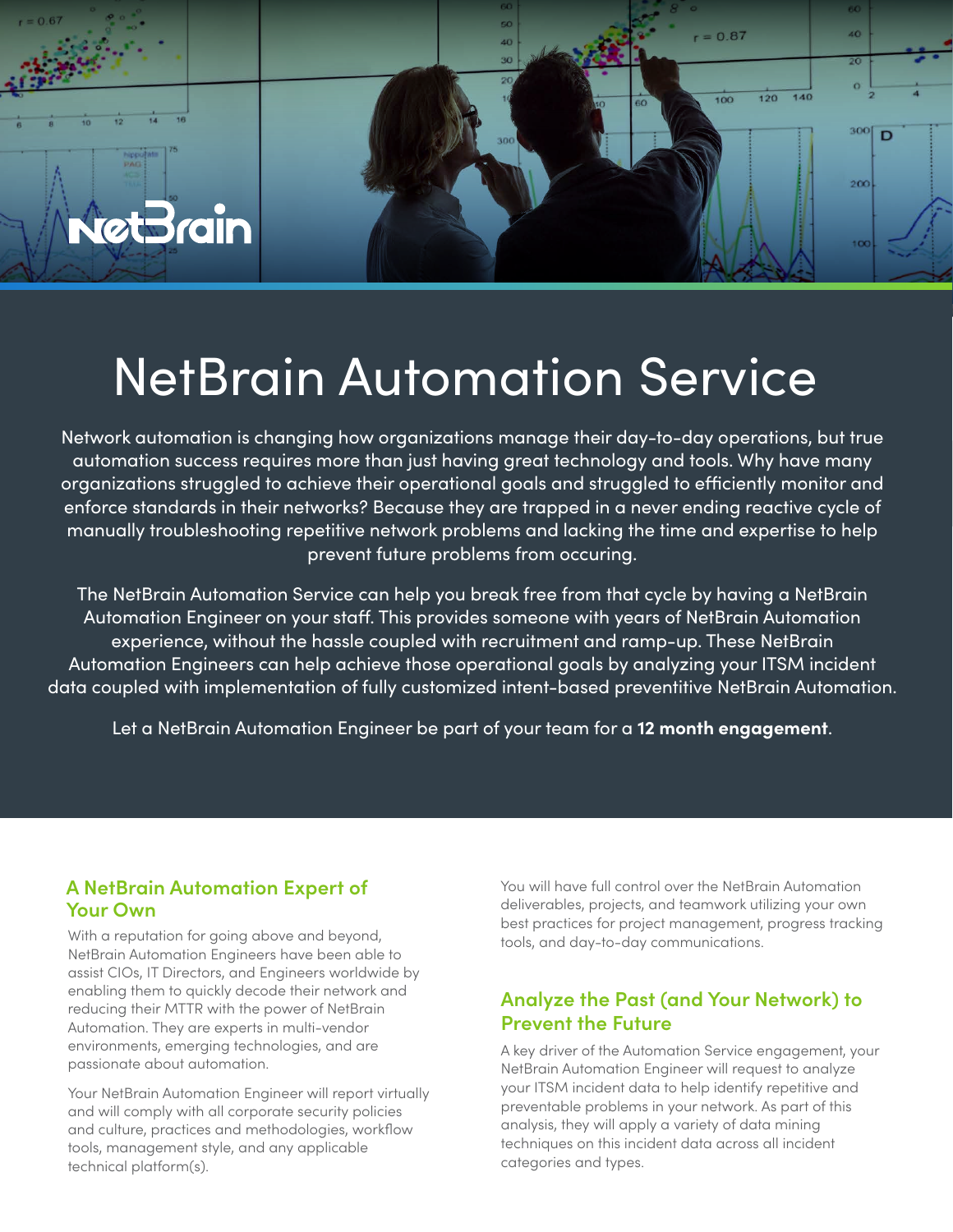# NetBrain Automation Service

Network automation is changing how organizations manage their day-to-day operations, but true automation success requires more than just having great technology and tools. Why have many organizations struggled to achieve their operational goals and struggled to efficiently monitor and enforce standards in their networks? Because they are trapped in a never ending reactive cycle of manually troubleshooting repetitive network problems and lacking the time and expertise to help prevent future problems from occuring.

The NetBrain Automation Service can help you break free from that cycle by having a NetBrain Automation Engineer on your staff. This provides someone with years of NetBrain Automation experience, without the hassle coupled with recruitment and ramp-up. These NetBrain Automation Engineers can help achieve those operational goals by analyzing your ITSM incident data coupled with implementation of fully customized intent-based preventitive NetBrain Automation.

Let a NetBrain Automation Engineer be part of your team for a **12 month engagement**.

## A NetBrain Automation Expert of Your Own

With a reputation for going above and beyond, NetBrain Automation Engineers have been able to assist CIOs, IT Directors, and Engineers worldwide by enabling them to quickly decode their network and reducing their MTTR with the power of NetBrain Automation. They are experts in multi-vendor environments, emerging technologies, and are passionate about automation.

Your NetBrain Automation Engineer will report virtually and will comply with all corporate security policies and culture, practices and methodologies, workflow tools, management style, and any applicable technical platform(s).

You will have full control over the NetBrain Automation deliverables, projects, and teamwork utilizing your own best practices for project management, progress tracking tools, and day-to-day communications.

## Analyze the Past (and Your Network) to Prevent the Future

A key driver of the Automation Service engagement, your NetBrain Automation Engineer will request to analyze your ITSM incident data to help identify repetitive and preventable problems in your network. As part of this analysis, they will apply a variety of data mining techniques on this incident data across all incident categories and types.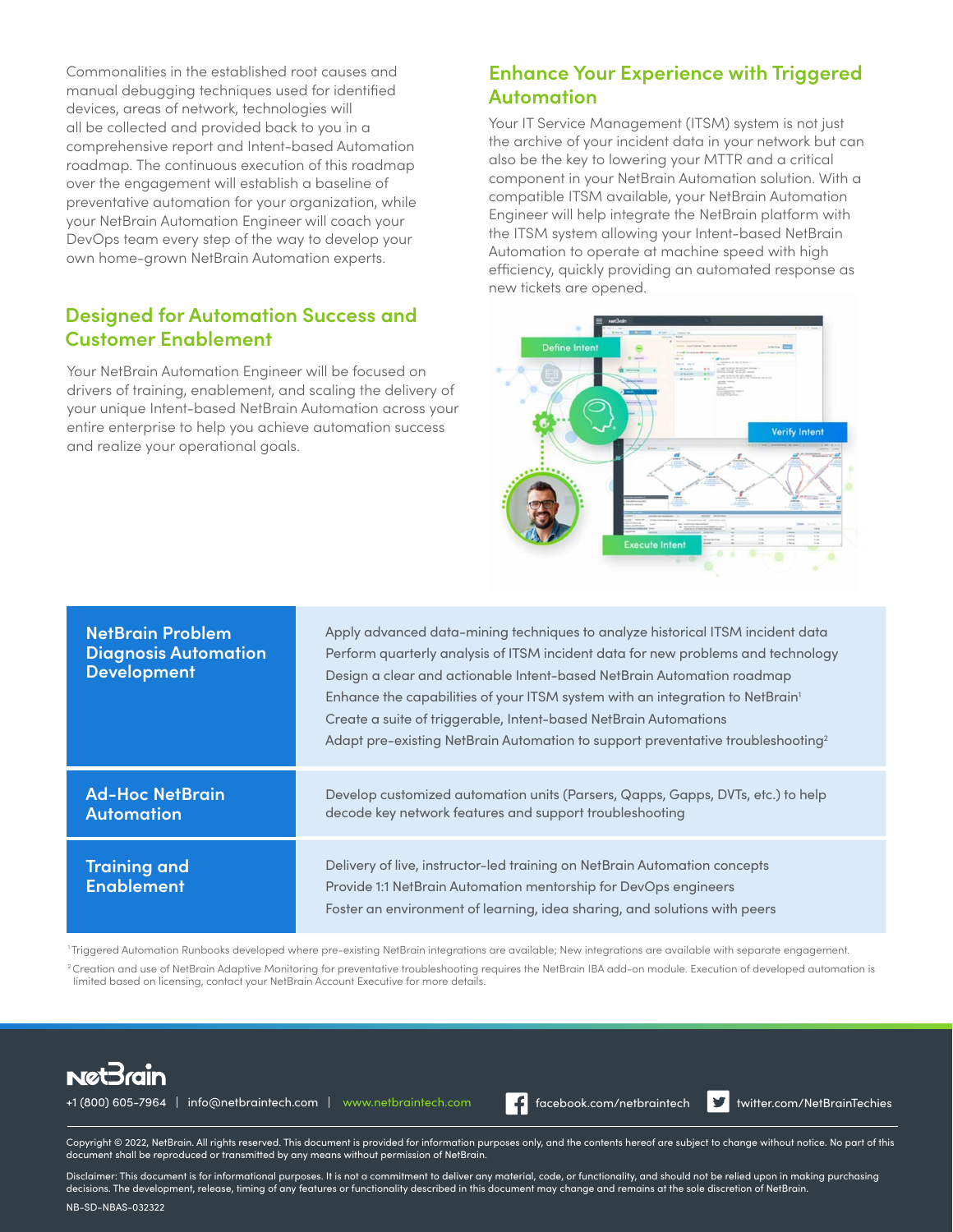Commonalities in the established root causes and manual debugging techniques used for identified devices, areas of network, technologies will all be collected and provided back to you in a comprehensive report and Intent-based Automation roadmap. The continuous execution of this roadmap over the engagement will establish a baseline of preventative automation for your organization, while your NetBrain Automation Engineer will coach your DevOps team every step of the way to develop your own home-grown NetBrain Automation experts.

## Designed for Automation Success and Customer Enablement

Your NetBrain Automation Engineer will be focused on drivers of training, enablement, and scaling the delivery of your unique Intent-based NetBrain Automation across your entire enterprise to help you achieve automation success and realize your operational goals.

## Enhance Your Experience with Triggered Automation

Your IT Service Management (ITSM) system is not just the archive of your incident data in your network but can also be the key to lowering your MTTR and a critical component in your NetBrain Automation solution. With a compatible ITSM available, your NetBrain Automation Engineer will help integrate the NetBrain platform with the ITSM system allowing your Intent-based NetBrain Automation to operate at machine speed with high efficiency, quickly providing an automated response as new tickets are opened.

| | |
|---|---|
| **NetBrain Problem Diagnosis Automation Development** | Apply advanced data-mining techniques to analyze historical ITSM incident data<br>Perform quarterly analysis of ITSM incident data for new problems and technology<br>Design a clear and actionable Intent-based NetBrain Automation roadmap<br>Enhance the capabilities of your ITSM system with an integration to NetBrain[1]<br>Create a suite of triggerable, Intent-based NetBrain Automations<br>Adapt pre-existing NetBrain Automation to support preventative troubleshooting[2] |
| **Ad-Hoc NetBrain Automation** | Develop customized automation units (Parsers, Qapps, Gapps, DVTs, etc.) to help decode key network features and support troubleshooting |
| **Training and Enablement** | Delivery of live, instructor-led training on NetBrain Automation concepts<br>Provide 1:1 NetBrain Automation mentorship for DevOps engineers<br>Foster an environment of learning, idea sharing, and solutions with peers |

[1] Triggered Automation Runbooks developed where pre-existing NetBrain integrations are available; New integrations are available with separate engagement.

[2] Creation and use of NetBrain Adaptive Monitoring for preventative troubleshooting requires the NetBrain IBA add-on module. Execution of developed automation is limited based on licensing, contact your NetBrain Account Executive for more details.

NetBrain

+1 (800) 605-7964 | info@netbraintech.com | www.netbraintech.com | facebook.com/netbraintech | twitter.com/NetBrainTechies

Copyright © 2022, NetBrain. All rights reserved. This document is provided for information purposes only, and the contents hereof are subject to change without notice. No part of this document shall be reproduced or transmitted by any means without permission of NetBrain.

Disclaimer: This document is for informational purposes. It is not a commitment to deliver any material, code, or functionality, and should not be relied upon in making purchasing decisions. The development, release, timing of any features or functionality described in this document may change and remains at the sole discretion of NetBrain.

NB-SD-NBAS-032322